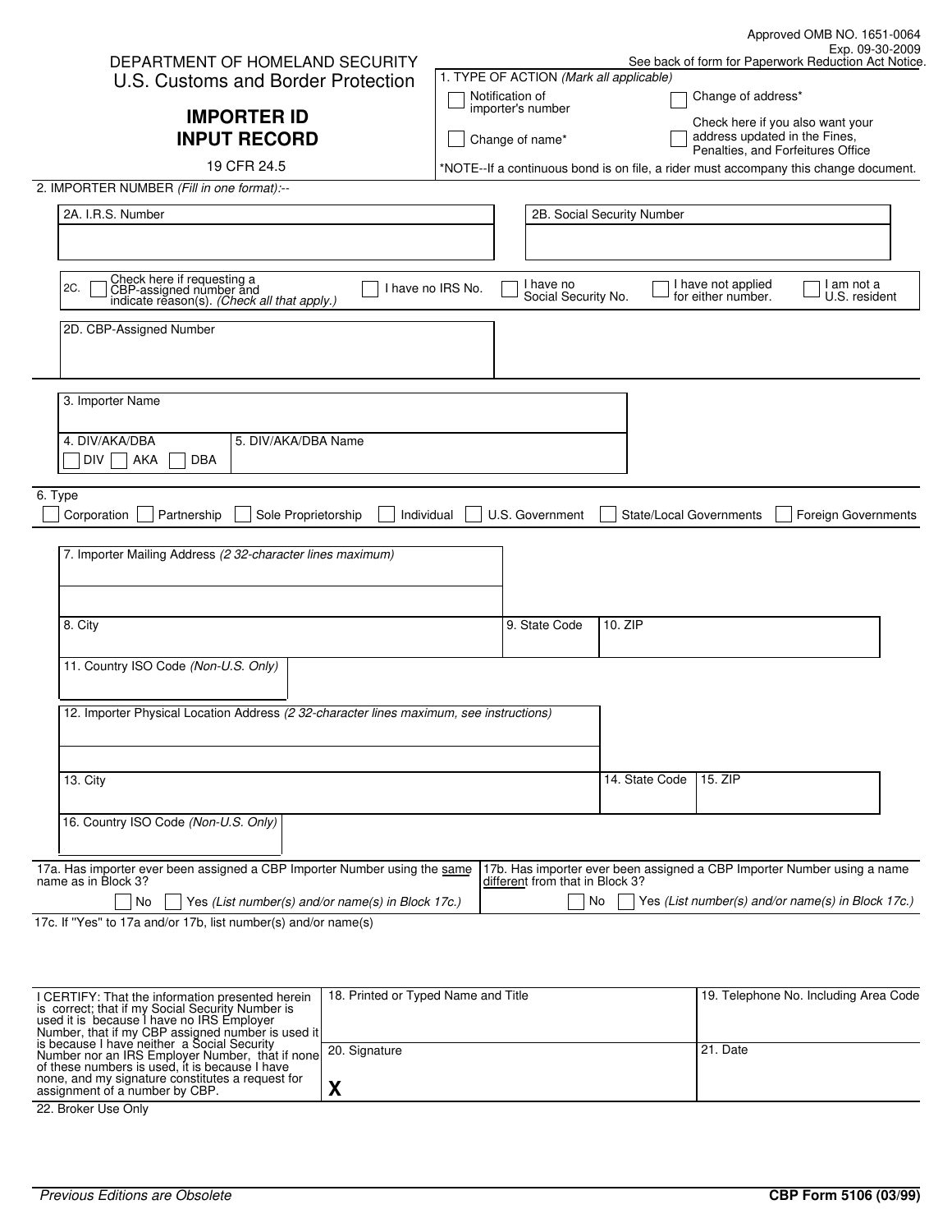Approved OMB NO. 1651-0064
Exp. 09-30-2009
See back of form for Paperwork Reduction Act Notice.

DEPARTMENT OF HOMELAND SECURITY
U.S. Customs and Border Protection

# IMPORTER ID INPUT RECORD

19 CFR 24.5

1. TYPE OF ACTION *(Mark all applicable)*

☐ Notification of importer's number
☐ Change of address*
☐ Change of name*
☐ Check here if you also want your address updated in the Fines, Penalties, and Forfeitures Office

*NOTE--If a continuous bond is on file, a rider must accompany this change document.

2. IMPORTER NUMBER *(Fill in one format)*:--

2A. I.R.S. Number

2B. Social Security Number

2C. ☐ Check here if requesting a CBP-assigned number and indicate reason(s). *(Check all that apply.)* ☐ I have no IRS No. ☐ I have no Social Security No. ☐ I have not applied for either number. ☐ I am not a U.S. resident

2D. CBP-Assigned Number

3. Importer Name

4. DIV/AKA/DBA ☐ DIV ☐ AKA ☐ DBA

5. DIV/AKA/DBA Name

6. Type
☐ Corporation ☐ Partnership ☐ Sole Proprietorship ☐ Individual ☐ U.S. Government ☐ State/Local Governments ☐ Foreign Governments

7. Importer Mailing Address *(2 32-character lines maximum)*

8. City

9. State Code

10. ZIP

11. Country ISO Code *(Non-U.S. Only)*

12. Importer Physical Location Address *(2 32-character lines maximum, see instructions)*

13. City

14. State Code

15. ZIP

16. Country ISO Code *(Non-U.S. Only)*

17a. Has importer ever been assigned a CBP Importer Number using the same name as in Block 3?
☐ No ☐ Yes *(List number(s) and/or name(s) in Block 17c.)*

17b. Has importer ever been assigned a CBP Importer Number using a name different from that in Block 3?
☐ No ☐ Yes *(List number(s) and/or name(s) in Block 17c.)*

17c. If "Yes" to 17a and/or 17b, list number(s) and/or name(s)

I CERTIFY: That the information presented herein is correct; that if my Social Security Number is used it is because I have no IRS Employer Number, that if my CBP assigned number is used it is because I have neither a Social Security Number nor an IRS Employer Number, that if none of these numbers is used, it is because I have none, and my signature constitutes a request for assignment of a number by CBP.

18. Printed or Typed Name and Title

19. Telephone No. Including Area Code

20. Signature

**X**

21. Date

22. Broker Use Only

*Previous Editions are Obsolete*

**CBP Form 5106 (03/99)**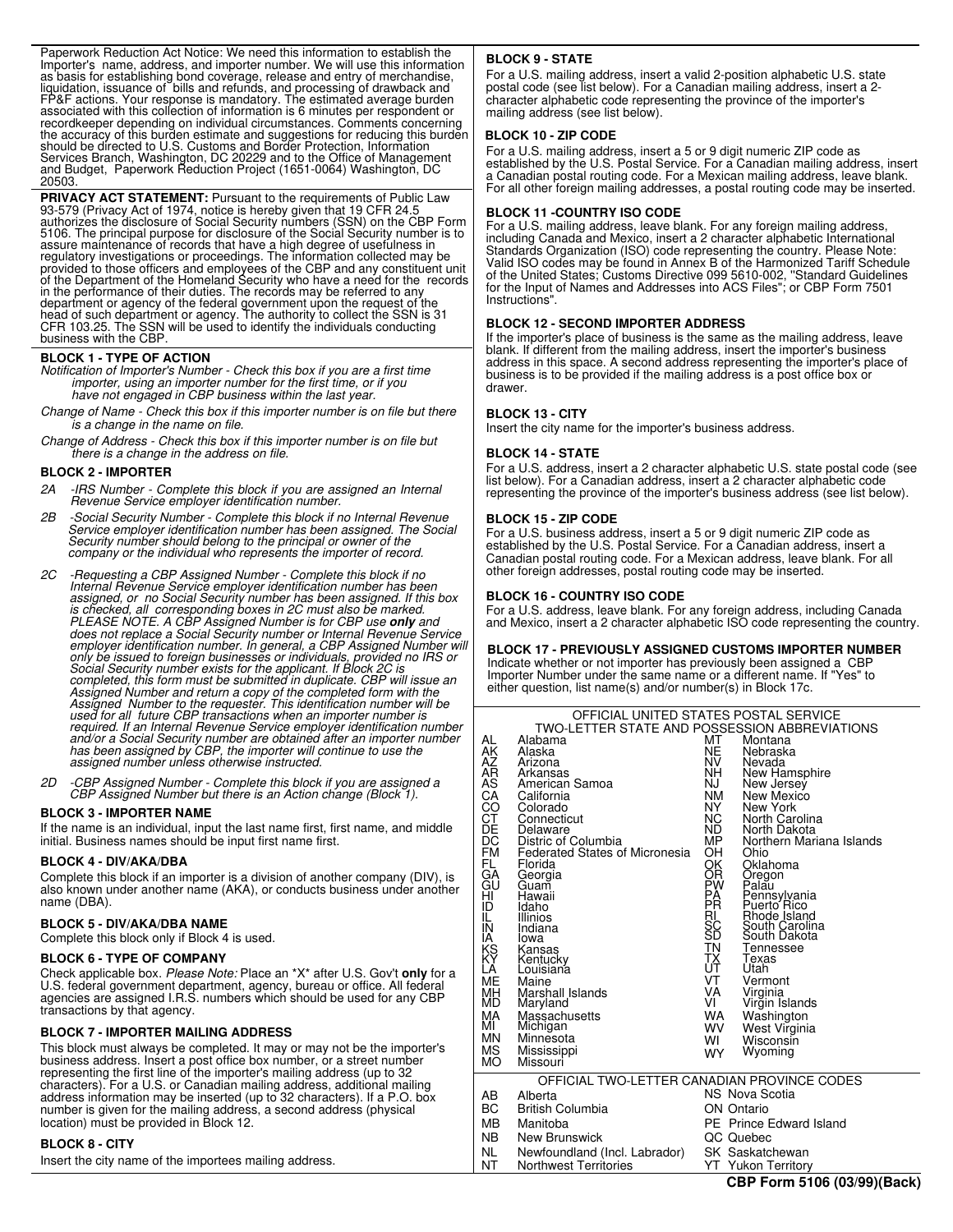Paperwork Reduction Act Notice: We need this information to establish the Importer's name, address, and importer number. We will use this information as basis for establishing bond coverage, release and entry of merchandise, liquidation, issuance of bills and refunds, and processing of drawback and FP&F actions. Your response is mandatory. The estimated average burden associated with this collection of information is 6 minutes per respondent or recordkeeper depending on individual circumstances. Comments concerning the accuracy of this burden estimate and suggestions for reducing this burden should be directed to U.S. Customs and Border Protection, Information Services Branch, Washington, DC 20229 and to the Office of Management and Budget, Paperwork Reduction Project (1651-0064) Washington, DC 20503.

**PRIVACY ACT STATEMENT:** Pursuant to the requirements of Public Law 93-579 (Privacy Act of 1974, notice is hereby given that 19 CFR 24.5 authorizes the disclosure of Social Security numbers (SSN) on the CBP Form 5106. The principal purpose for disclosure of the Social Security number is to assure maintenance of records that have a high degree of usefulness in regulatory investigations or proceedings. The information collected may be provided to those officers and employees of the CBP and any constituent unit of the Department of the Homeland Security who have a need for the records in the performance of their duties. The records may be referred to any department or agency of the federal government upon the request of the head of such department or agency. The authority to collect the SSN is 31 CFR 103.25. The SSN will be used to identify the individuals conducting business with the CBP.

### BLOCK 1 - TYPE OF ACTION

*Notification of Importer's Number - Check this box if you are a first time importer, using an importer number for the first time, or if you have not engaged in CBP business within the last year.*

*Change of Name - Check this box if this importer number is on file but there is a change in the name on file.*

*Change of Address - Check this box if this importer number is on file but there is a change in the address on file.*

### BLOCK 2 - IMPORTER

*2A -IRS Number - Complete this block if you are assigned an Internal Revenue Service employer identification number.*

*2B -Social Security Number - Complete this block if no Internal Revenue Service employer identification number has been assigned. The Social Security number should belong to the principal or owner of the company or the individual who represents the importer of record.*

*2C -Requesting a CBP Assigned Number - Complete this block if no Internal Revenue Service employer identification number has been assigned, or no Social Security number has been assigned. If this box is checked, all corresponding boxes in 2C must also be marked. PLEASE NOTE. A CBP Assigned Number is for CBP use **only** and does not replace a Social Security number or Internal Revenue Service employer identification number. In general, a CBP Assigned Number will only be issued to foreign businesses or individuals, provided no IRS or Social Security number exists for the applicant. If Block 2C is completed, this form must be submitted in duplicate. CBP will issue an Assigned Number and return a copy of the completed form with the Assigned Number to the requester. This identification number will be used for all future CBP transactions when an importer number is required. If an Internal Revenue Service employer identification number and/or a Social Security number are obtained after an importer number has been assigned by CBP, the importer will continue to use the assigned number unless otherwise instructed.*

*2D -CBP Assigned Number - Complete this block if you are assigned a CBP Assigned Number but there is an Action change (Block 1).*

### BLOCK 3 - IMPORTER NAME

If the name is an individual, input the last name first, first name, and middle initial. Business names should be input first name first.

### BLOCK 4 - DIV/AKA/DBA

Complete this block if an importer is a division of another company (DIV), is also known under another name (AKA), or conducts business under another name (DBA).

### BLOCK 5 - DIV/AKA/DBA NAME

Complete this block only if Block 4 is used.

### BLOCK 6 - TYPE OF COMPANY

Check applicable box. *Please Note:* Place an *X* after U.S. Gov't **only** for a U.S. federal government department, agency, bureau or office. All federal agencies are assigned I.R.S. numbers which should be used for any CBP transactions by that agency.

### BLOCK 7 - IMPORTER MAILING ADDRESS

This block must always be completed. It may or may not be the importer's business address. Insert a post office box number, or a street number representing the first line of the importer's mailing address (up to 32 characters). For a U.S. or Canadian mailing address, additional mailing address information may be inserted (up to 32 characters). If a P.O. box number is given for the mailing address, a second address (physical location) must be provided in Block 12.

### BLOCK 8 - CITY

Insert the city name of the importees mailing address.

### BLOCK 9 - STATE

For a U.S. mailing address, insert a valid 2-position alphabetic U.S. state postal code (see list below). For a Canadian mailing address, insert a 2-character alphabetic code representing the province of the importer's mailing address (see list below).

### BLOCK 10 - ZIP CODE

For a U.S. mailing address, insert a 5 or 9 digit numeric ZIP code as established by the U.S. Postal Service. For a Canadian mailing address, insert a Canadian postal routing code. For a Mexican mailing address, leave blank. For all other foreign mailing addresses, a postal routing code may be inserted.

### BLOCK 11 -COUNTRY ISO CODE

For a U.S. mailing address, leave blank. For any foreign mailing address, including Canada and Mexico, insert a 2 character alphabetic International Standards Organization (ISO) code representing the country. Please Note: Valid ISO codes may be found in Annex B of the Harmonized Tariff Schedule of the United States; Customs Directive 099 5610-002, "Standard Guidelines for the Input of Names and Addresses into ACS Files"; or CBP Form 7501 Instructions".

### BLOCK 12 - SECOND IMPORTER ADDRESS

If the importer's place of business is the same as the mailing address, leave blank. If different from the mailing address, insert the importer's business address in this space. A second address representing the importer's place of business is to be provided if the mailing address is a post office box or drawer.

### BLOCK 13 - CITY

Insert the city name for the importer's business address.

### BLOCK 14 - STATE

For a U.S. address, insert a 2 character alphabetic U.S. state postal code (see list below). For a Canadian address, insert a 2 character alphabetic code representing the province of the importer's business address (see list below).

### BLOCK 15 - ZIP CODE

For a U.S. business address, insert a 5 or 9 digit numeric ZIP code as established by the U.S. Postal Service. For a Canadian address, insert a Canadian postal routing code. For a Mexican address, leave blank. For all other foreign addresses, postal routing code may be inserted.

### BLOCK 16 - COUNTRY ISO CODE

For a U.S. address, leave blank. For any foreign address, including Canada and Mexico, insert a 2 character alphabetic ISO code representing the country.

### BLOCK 17 - PREVIOUSLY ASSIGNED CUSTOMS IMPORTER NUMBER

Indicate whether or not importer has previously been assigned a CBP Importer Number under the same name or a different name. If "Yes" to either question, list name(s) and/or number(s) in Block 17c.

OFFICIAL UNITED STATES POSTAL SERVICE TWO-LETTER STATE AND POSSESSION ABBREVIATIONS

| | | | |
|---|---|---|---|
| AL | Alabama | MT | Montana |
| AK | Alaska | NE | Nebraska |
| AZ | Arizona | NV | Nevada |
| AR | Arkansas | NH | New Hampshire |
| AS | American Samoa | NJ | New Jersey |
| CA | California | NM | New Mexico |
| CO | Colorado | NY | New York |
| CT | Connecticut | NC | North Carolina |
| DE | Delaware | ND | North Dakota |
| DC | Distric of Columbia | MP | Northern Mariana Islands |
| FM | Federated States of Micronesia | OH | Ohio |
| FL | Florida | OK | Oklahoma |
| GA | Georgia | OR | Oregon |
| GU | Guam | PW | Palau |
| HI | Hawaii | PA | Pennsylvania |
| ID | Idaho | PR | Puerto Rico |
| IL | Illinios | RI | Rhode Island |
| IN | Indiana | SC | South Carolina |
| IA | Iowa | SD | South Dakota |
| KS | Kansas | TN | Tennessee |
| KY | Kentucky | TX | Texas |
| LA | Louisiana | UT | Utah |
| ME | Maine | VT | Vermont |
| MH | Marshall Islands | VA | Virginia |
| MD | Maryland | VI | Virgin Islands |
| MA | Massachusetts | WA | Washington |
| MI | Michigan | WV | West Virginia |
| MN | Minnesota | WI | Wisconsin |
| MS | Mississippi | WY | Wyoming |
| MO | Missouri | | |

OFFICIAL TWO-LETTER CANADIAN PROVINCE CODES

| | | | |
|---|---|---|---|
| AB | Alberta | NS | Nova Scotia |
| BC | British Columbia | ON | Ontario |
| MB | Manitoba | PE | Prince Edward Island |
| NB | New Brunswick | QC | Quebec |
| NL | Newfoundland (Incl. Labrador) | SK | Saskatchewan |
| NT | Northwest Territories | YT | Yukon Territory |

**CBP Form 5106 (03/99)(Back)**